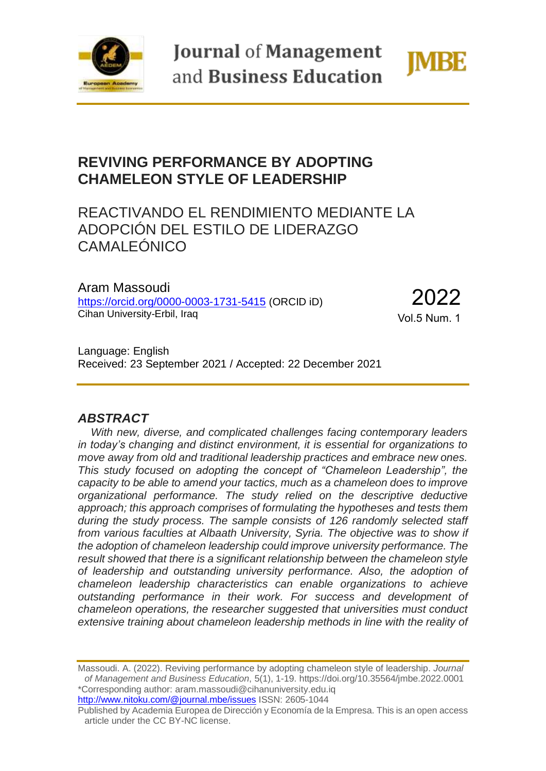# REVIVING PERFORMANCE BY ADOPTING CHAMELEON STYLE OF LEADERSHIP

REACTIVANDO EL RENDIMIENTO MEDIANTE LA ADOPCIÓN DEL ESTILO DE LIDERAZGO CAMALEÓNICO

Aram Massoudi
https://orcid.org/0000-0003-1731-5415 (ORCID iD)
Cihan University-Erbil, Iraq

2022
Vol.5 Num. 1

Language: English
Received: 23 September 2021 / Accepted: 22 December 2021

## *ABSTRACT*

*With new, diverse, and complicated challenges facing contemporary leaders in today's changing and distinct environment, it is essential for organizations to move away from old and traditional leadership practices and embrace new ones. This study focused on adopting the concept of "Chameleon Leadership", the capacity to be able to amend your tactics, much as a chameleon does to improve organizational performance. The study relied on the descriptive deductive approach; this approach comprises of formulating the hypotheses and tests them during the study process. The sample consists of 126 randomly selected staff from various faculties at Albaath University, Syria. The objective was to show if the adoption of chameleon leadership could improve university performance. The result showed that there is a significant relationship between the chameleon style of leadership and outstanding university performance. Also, the adoption of chameleon leadership characteristics can enable organizations to achieve outstanding performance in their work. For success and development of chameleon operations, the researcher suggested that universities must conduct extensive training about chameleon leadership methods in line with the reality of*

Massoudi. A. (2022). Reviving performance by adopting chameleon style of leadership. *Journal of Management and Business Education*, 5(1), 1-19. https://doi.org/10.35564/jmbe.2022.0001
*Corresponding author: aram.massoudi@cihanuniversity.edu.iq
http://www.nitoku.com/@journal.mbe/issues ISSN: 2605-1044
Published by Academia Europea de Dirección y Economía de la Empresa. This is an open access article under the CC BY-NC license.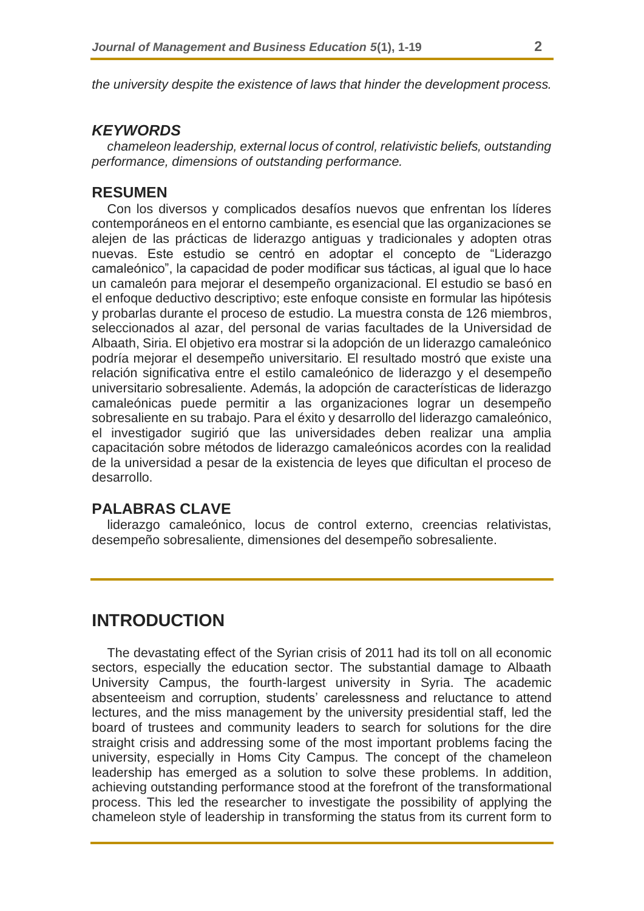*the university despite the existence of laws that hinder the development process.*

### *KEYWORDS*

*chameleon leadership, external locus of control, relativistic beliefs, outstanding performance, dimensions of outstanding performance.*

### RESUMEN

Con los diversos y complicados desafíos nuevos que enfrentan los líderes contemporáneos en el entorno cambiante, es esencial que las organizaciones se alejen de las prácticas de liderazgo antiguas y tradicionales y adopten otras nuevas. Este estudio se centró en adoptar el concepto de "Liderazgo camaleónico", la capacidad de poder modificar sus tácticas, al igual que lo hace un camaleón para mejorar el desempeño organizacional. El estudio se basó en el enfoque deductivo descriptivo; este enfoque consiste en formular las hipótesis y probarlas durante el proceso de estudio. La muestra consta de 126 miembros, seleccionados al azar, del personal de varias facultades de la Universidad de Albaath, Siria. El objetivo era mostrar si la adopción de un liderazgo camaleónico podría mejorar el desempeño universitario. El resultado mostró que existe una relación significativa entre el estilo camaleónico de liderazgo y el desempeño universitario sobresaliente. Además, la adopción de características de liderazgo camaleónicas puede permitir a las organizaciones lograr un desempeño sobresaliente en su trabajo. Para el éxito y desarrollo del liderazgo camaleónico, el investigador sugirió que las universidades deben realizar una amplia capacitación sobre métodos de liderazgo camaleónicos acordes con la realidad de la universidad a pesar de la existencia de leyes que dificultan el proceso de desarrollo.

### PALABRAS CLAVE

liderazgo camaleónico, locus de control externo, creencias relativistas, desempeño sobresaliente, dimensiones del desempeño sobresaliente.

## INTRODUCTION

The devastating effect of the Syrian crisis of 2011 had its toll on all economic sectors, especially the education sector. The substantial damage to Albaath University Campus, the fourth-largest university in Syria. The academic absenteeism and corruption, students' carelessness and reluctance to attend lectures, and the miss management by the university presidential staff, led the board of trustees and community leaders to search for solutions for the dire straight crisis and addressing some of the most important problems facing the university, especially in Homs City Campus. The concept of the chameleon leadership has emerged as a solution to solve these problems. In addition, achieving outstanding performance stood at the forefront of the transformational process. This led the researcher to investigate the possibility of applying the chameleon style of leadership in transforming the status from its current form to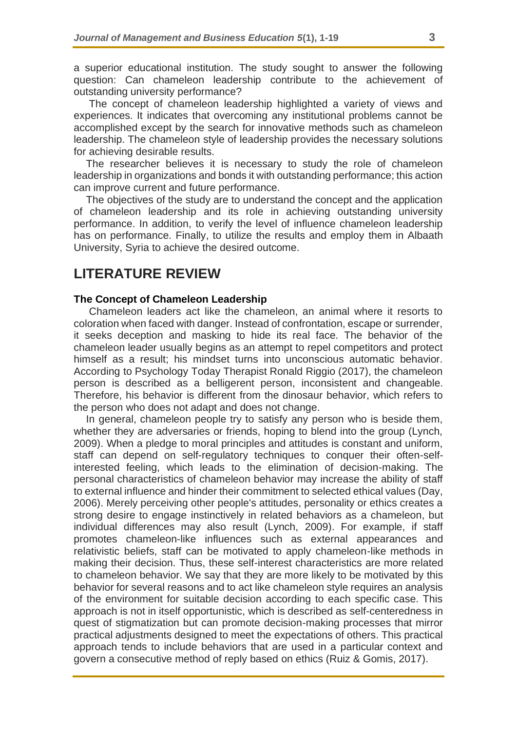a superior educational institution. The study sought to answer the following question: Can chameleon leadership contribute to the achievement of outstanding university performance?

The concept of chameleon leadership highlighted a variety of views and experiences. It indicates that overcoming any institutional problems cannot be accomplished except by the search for innovative methods such as chameleon leadership. The chameleon style of leadership provides the necessary solutions for achieving desirable results.

The researcher believes it is necessary to study the role of chameleon leadership in organizations and bonds it with outstanding performance; this action can improve current and future performance.

The objectives of the study are to understand the concept and the application of chameleon leadership and its role in achieving outstanding university performance. In addition, to verify the level of influence chameleon leadership has on performance. Finally, to utilize the results and employ them in Albaath University, Syria to achieve the desired outcome.

## LITERATURE REVIEW

### The Concept of Chameleon Leadership

Chameleon leaders act like the chameleon, an animal where it resorts to coloration when faced with danger. Instead of confrontation, escape or surrender, it seeks deception and masking to hide its real face. The behavior of the chameleon leader usually begins as an attempt to repel competitors and protect himself as a result; his mindset turns into unconscious automatic behavior. According to Psychology Today Therapist Ronald Riggio (2017), the chameleon person is described as a belligerent person, inconsistent and changeable. Therefore, his behavior is different from the dinosaur behavior, which refers to the person who does not adapt and does not change.

In general, chameleon people try to satisfy any person who is beside them, whether they are adversaries or friends, hoping to blend into the group (Lynch, 2009). When a pledge to moral principles and attitudes is constant and uniform, staff can depend on self-regulatory techniques to conquer their often-self-interested feeling, which leads to the elimination of decision-making. The personal characteristics of chameleon behavior may increase the ability of staff to external influence and hinder their commitment to selected ethical values (Day, 2006). Merely perceiving other people's attitudes, personality or ethics creates a strong desire to engage instinctively in related behaviors as a chameleon, but individual differences may also result (Lynch, 2009). For example, if staff promotes chameleon-like influences such as external appearances and relativistic beliefs, staff can be motivated to apply chameleon-like methods in making their decision. Thus, these self-interest characteristics are more related to chameleon behavior. We say that they are more likely to be motivated by this behavior for several reasons and to act like chameleon style requires an analysis of the environment for suitable decision according to each specific case. This approach is not in itself opportunistic, which is described as self-centeredness in quest of stigmatization but can promote decision-making processes that mirror practical adjustments designed to meet the expectations of others. This practical approach tends to include behaviors that are used in a particular context and govern a consecutive method of reply based on ethics (Ruiz & Gomis, 2017).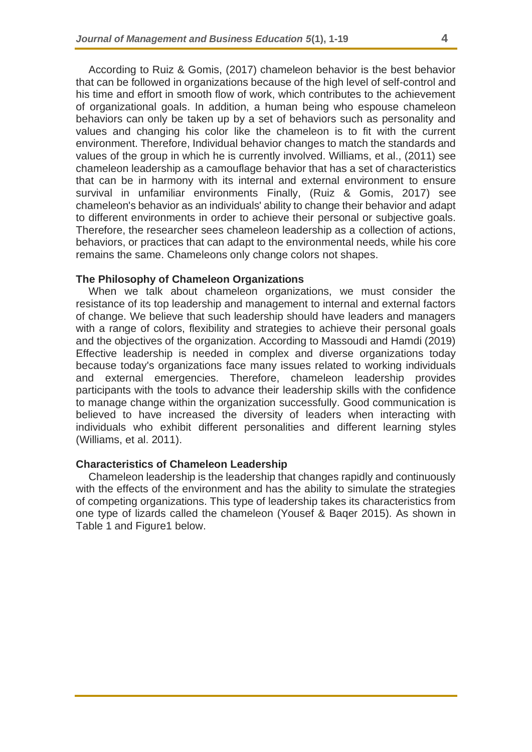According to Ruiz & Gomis, (2017) chameleon behavior is the best behavior that can be followed in organizations because of the high level of self-control and his time and effort in smooth flow of work, which contributes to the achievement of organizational goals. In addition, a human being who espouse chameleon behaviors can only be taken up by a set of behaviors such as personality and values and changing his color like the chameleon is to fit with the current environment. Therefore, Individual behavior changes to match the standards and values of the group in which he is currently involved. Williams, et al., (2011) see chameleon leadership as a camouflage behavior that has a set of characteristics that can be in harmony with its internal and external environment to ensure survival in unfamiliar environments Finally, (Ruiz & Gomis, 2017) see chameleon's behavior as an individuals' ability to change their behavior and adapt to different environments in order to achieve their personal or subjective goals. Therefore, the researcher sees chameleon leadership as a collection of actions, behaviors, or practices that can adapt to the environmental needs, while his core remains the same. Chameleons only change colors not shapes.

### The Philosophy of Chameleon Organizations

When we talk about chameleon organizations, we must consider the resistance of its top leadership and management to internal and external factors of change. We believe that such leadership should have leaders and managers with a range of colors, flexibility and strategies to achieve their personal goals and the objectives of the organization. According to Massoudi and Hamdi (2019) Effective leadership is needed in complex and diverse organizations today because today's organizations face many issues related to working individuals and external emergencies. Therefore, chameleon leadership provides participants with the tools to advance their leadership skills with the confidence to manage change within the organization successfully. Good communication is believed to have increased the diversity of leaders when interacting with individuals who exhibit different personalities and different learning styles (Williams, et al. 2011).

### Characteristics of Chameleon Leadership

Chameleon leadership is the leadership that changes rapidly and continuously with the effects of the environment and has the ability to simulate the strategies of competing organizations. This type of leadership takes its characteristics from one type of lizards called the chameleon (Yousef & Baqer 2015). As shown in Table 1 and Figure1 below.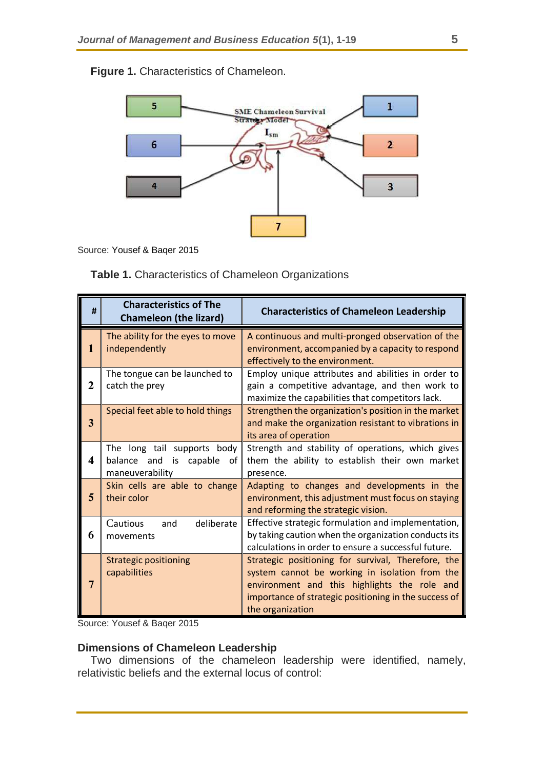**Figure 1.** Characteristics of Chameleon.

Source: Yousef & Baqer 2015

**Table 1.** Characteristics of Chameleon Organizations

| # | Characteristics of The Chameleon (the lizard) | Characteristics of Chameleon Leadership |
|---|---|---|
| 1 | The ability for the eyes to move independently | A continuous and multi-pronged observation of the environment, accompanied by a capacity to respond effectively to the environment. |
| 2 | The tongue can be launched to catch the prey | Employ unique attributes and abilities in order to gain a competitive advantage, and then work to maximize the capabilities that competitors lack. |
| 3 | Special feet able to hold things | Strengthen the organization's position in the market and make the organization resistant to vibrations in its area of operation |
| 4 | The long tail supports body balance and is capable of maneuverability | Strength and stability of operations, which gives them the ability to establish their own market presence. |
| 5 | Skin cells are able to change their color | Adapting to changes and developments in the environment, this adjustment must focus on staying and reforming the strategic vision. |
| 6 | Cautious and deliberate movements | Effective strategic formulation and implementation, by taking caution when the organization conducts its calculations in order to ensure a successful future. |
| 7 | Strategic positioning capabilities | Strategic positioning for survival, Therefore, the system cannot be working in isolation from the environment and this highlights the role and importance of strategic positioning in the success of the organization |

Source: Yousef & Baqer 2015

## Dimensions of Chameleon Leadership

Two dimensions of the chameleon leadership were identified, namely, relativistic beliefs and the external locus of control: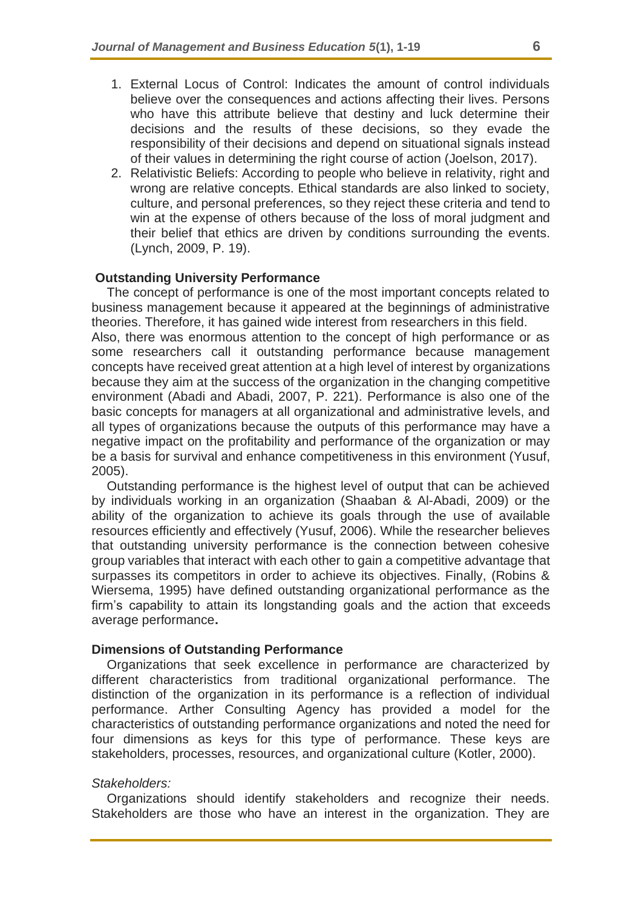1. External Locus of Control: Indicates the amount of control individuals believe over the consequences and actions affecting their lives. Persons who have this attribute believe that destiny and luck determine their decisions and the results of these decisions, so they evade the responsibility of their decisions and depend on situational signals instead of their values in determining the right course of action (Joelson, 2017).
2. Relativistic Beliefs: According to people who believe in relativity, right and wrong are relative concepts. Ethical standards are also linked to society, culture, and personal preferences, so they reject these criteria and tend to win at the expense of others because of the loss of moral judgment and their belief that ethics are driven by conditions surrounding the events. (Lynch, 2009, P. 19).

## Outstanding University Performance

The concept of performance is one of the most important concepts related to business management because it appeared at the beginnings of administrative theories. Therefore, it has gained wide interest from researchers in this field. Also, there was enormous attention to the concept of high performance or as some researchers call it outstanding performance because management concepts have received great attention at a high level of interest by organizations because they aim at the success of the organization in the changing competitive environment (Abadi and Abadi, 2007, P. 221). Performance is also one of the basic concepts for managers at all organizational and administrative levels, and all types of organizations because the outputs of this performance may have a negative impact on the profitability and performance of the organization or may be a basis for survival and enhance competitiveness in this environment (Yusuf, 2005).

Outstanding performance is the highest level of output that can be achieved by individuals working in an organization (Shaaban & Al-Abadi, 2009) or the ability of the organization to achieve its goals through the use of available resources efficiently and effectively (Yusuf, 2006). While the researcher believes that outstanding university performance is the connection between cohesive group variables that interact with each other to gain a competitive advantage that surpasses its competitors in order to achieve its objectives. Finally, (Robins & Wiersema, 1995) have defined outstanding organizational performance as the firm's capability to attain its longstanding goals and the action that exceeds average performance**.**

## Dimensions of Outstanding Performance

Organizations that seek excellence in performance are characterized by different characteristics from traditional organizational performance. The distinction of the organization in its performance is a reflection of individual performance. Arther Consulting Agency has provided a model for the characteristics of outstanding performance organizations and noted the need for four dimensions as keys for this type of performance. These keys are stakeholders, processes, resources, and organizational culture (Kotler, 2000).

### *Stakeholders:*

Organizations should identify stakeholders and recognize their needs. Stakeholders are those who have an interest in the organization. They are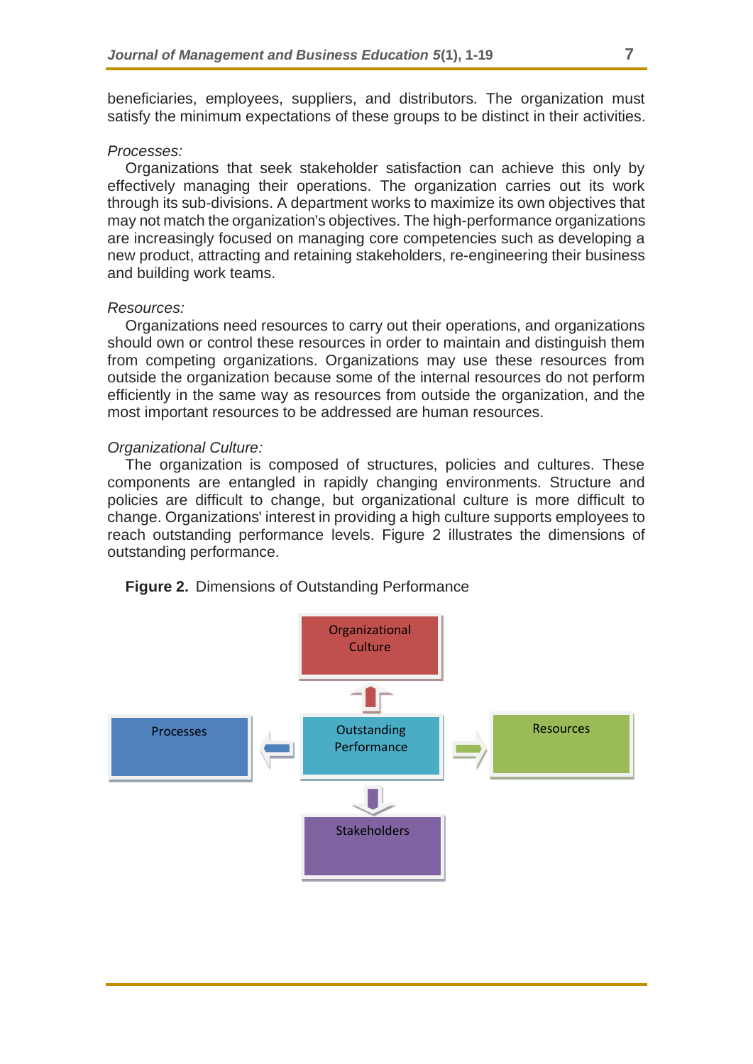beneficiaries, employees, suppliers, and distributors. The organization must satisfy the minimum expectations of these groups to be distinct in their activities.

*Processes:*

Organizations that seek stakeholder satisfaction can achieve this only by effectively managing their operations. The organization carries out its work through its sub-divisions. A department works to maximize its own objectives that may not match the organization's objectives. The high-performance organizations are increasingly focused on managing core competencies such as developing a new product, attracting and retaining stakeholders, re-engineering their business and building work teams.

*Resources:*

Organizations need resources to carry out their operations, and organizations should own or control these resources in order to maintain and distinguish them from competing organizations. Organizations may use these resources from outside the organization because some of the internal resources do not perform efficiently in the same way as resources from outside the organization, and the most important resources to be addressed are human resources.

*Organizational Culture:*

The organization is composed of structures, policies and cultures. These components are entangled in rapidly changing environments. Structure and policies are difficult to change, but organizational culture is more difficult to change. Organizations' interest in providing a high culture supports employees to reach outstanding performance levels. Figure 2 illustrates the dimensions of outstanding performance.

**Figure 2.** Dimensions of Outstanding Performance

Organizational Culture

Processes

Outstanding Performance

Resources

Stakeholders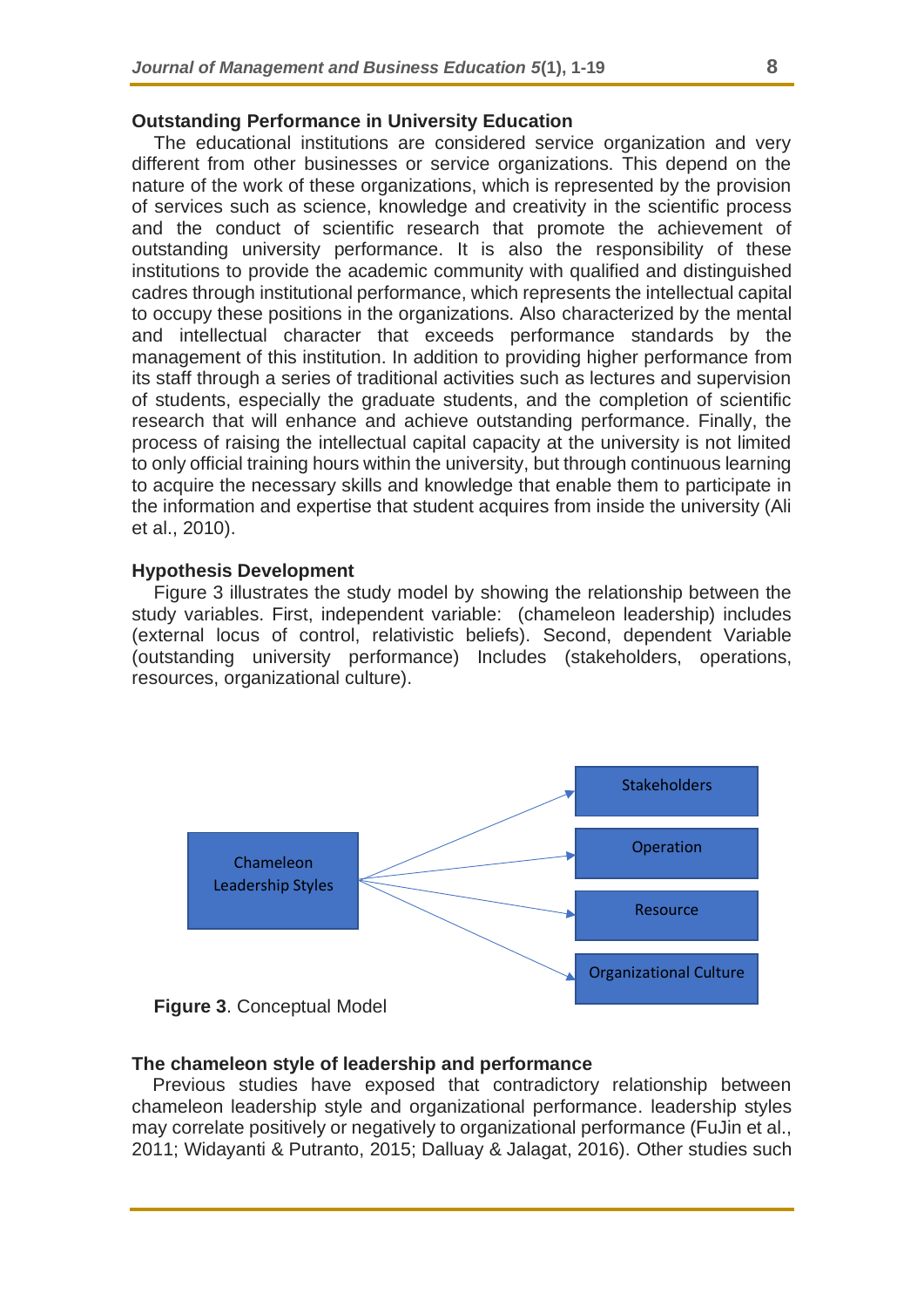## Outstanding Performance in University Education

The educational institutions are considered service organization and very different from other businesses or service organizations. This depend on the nature of the work of these organizations, which is represented by the provision of services such as science, knowledge and creativity in the scientific process and the conduct of scientific research that promote the achievement of outstanding university performance. It is also the responsibility of these institutions to provide the academic community with qualified and distinguished cadres through institutional performance, which represents the intellectual capital to occupy these positions in the organizations. Also characterized by the mental and intellectual character that exceeds performance standards by the management of this institution. In addition to providing higher performance from its staff through a series of traditional activities such as lectures and supervision of students, especially the graduate students, and the completion of scientific research that will enhance and achieve outstanding performance. Finally, the process of raising the intellectual capital capacity at the university is not limited to only official training hours within the university, but through continuous learning to acquire the necessary skills and knowledge that enable them to participate in the information and expertise that student acquires from inside the university (Ali et al., 2010).

## Hypothesis Development

Figure 3 illustrates the study model by showing the relationship between the study variables. First, independent variable: (chameleon leadership) includes (external locus of control, relativistic beliefs). Second, dependent Variable (outstanding university performance) Includes (stakeholders, operations, resources, organizational culture).

Chameleon Leadership Styles → Stakeholders; Operation; Resource; Organizational Culture

**Figure 3**. Conceptual Model

## The chameleon style of leadership and performance

Previous studies have exposed that contradictory relationship between chameleon leadership style and organizational performance. leadership styles may correlate positively or negatively to organizational performance (FuJin et al., 2011; Widayanti & Putranto, 2015; Dalluay & Jalagat, 2016). Other studies such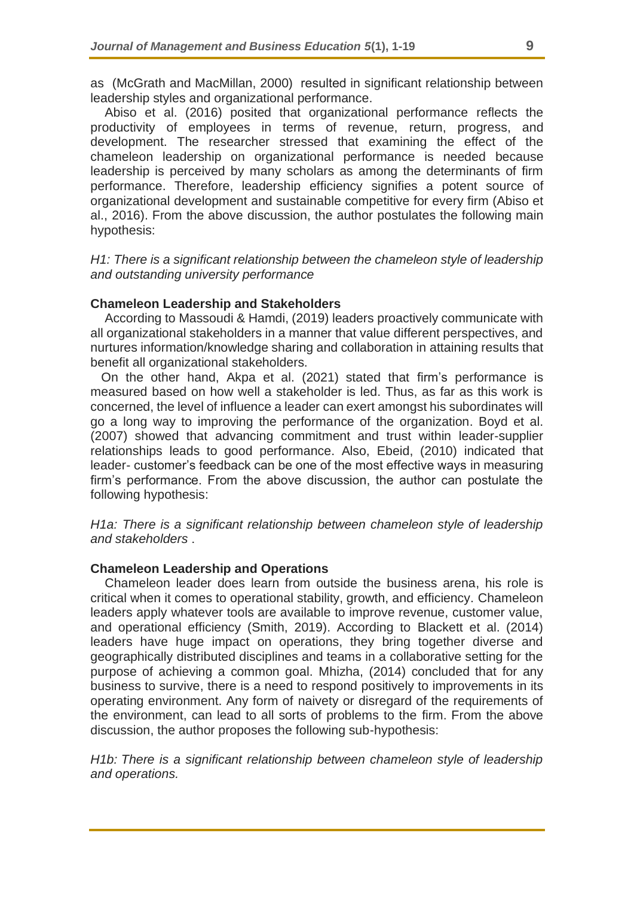as (McGrath and MacMillan, 2000) resulted in significant relationship between leadership styles and organizational performance.

Abiso et al. (2016) posited that organizational performance reflects the productivity of employees in terms of revenue, return, progress, and development. The researcher stressed that examining the effect of the chameleon leadership on organizational performance is needed because leadership is perceived by many scholars as among the determinants of firm performance. Therefore, leadership efficiency signifies a potent source of organizational development and sustainable competitive for every firm (Abiso et al., 2016). From the above discussion, the author postulates the following main hypothesis:

*H1: There is a significant relationship between the chameleon style of leadership and outstanding university performance*

**Chameleon Leadership and Stakeholders**

According to Massoudi & Hamdi, (2019) leaders proactively communicate with all organizational stakeholders in a manner that value different perspectives, and nurtures information/knowledge sharing and collaboration in attaining results that benefit all organizational stakeholders.

On the other hand, Akpa et al. (2021) stated that firm's performance is measured based on how well a stakeholder is led. Thus, as far as this work is concerned, the level of influence a leader can exert amongst his subordinates will go a long way to improving the performance of the organization. Boyd et al. (2007) showed that advancing commitment and trust within leader-supplier relationships leads to good performance. Also, Ebeid, (2010) indicated that leader- customer's feedback can be one of the most effective ways in measuring firm's performance. From the above discussion, the author can postulate the following hypothesis:

*H1a: There is a significant relationship between chameleon style of leadership and stakeholders* .

**Chameleon Leadership and Operations**

Chameleon leader does learn from outside the business arena, his role is critical when it comes to operational stability, growth, and efficiency. Chameleon leaders apply whatever tools are available to improve revenue, customer value, and operational efficiency (Smith, 2019). According to Blackett et al. (2014) leaders have huge impact on operations, they bring together diverse and geographically distributed disciplines and teams in a collaborative setting for the purpose of achieving a common goal. Mhizha, (2014) concluded that for any business to survive, there is a need to respond positively to improvements in its operating environment. Any form of naivety or disregard of the requirements of the environment, can lead to all sorts of problems to the firm. From the above discussion, the author proposes the following sub-hypothesis:

*H1b: There is a significant relationship between chameleon style of leadership and operations.*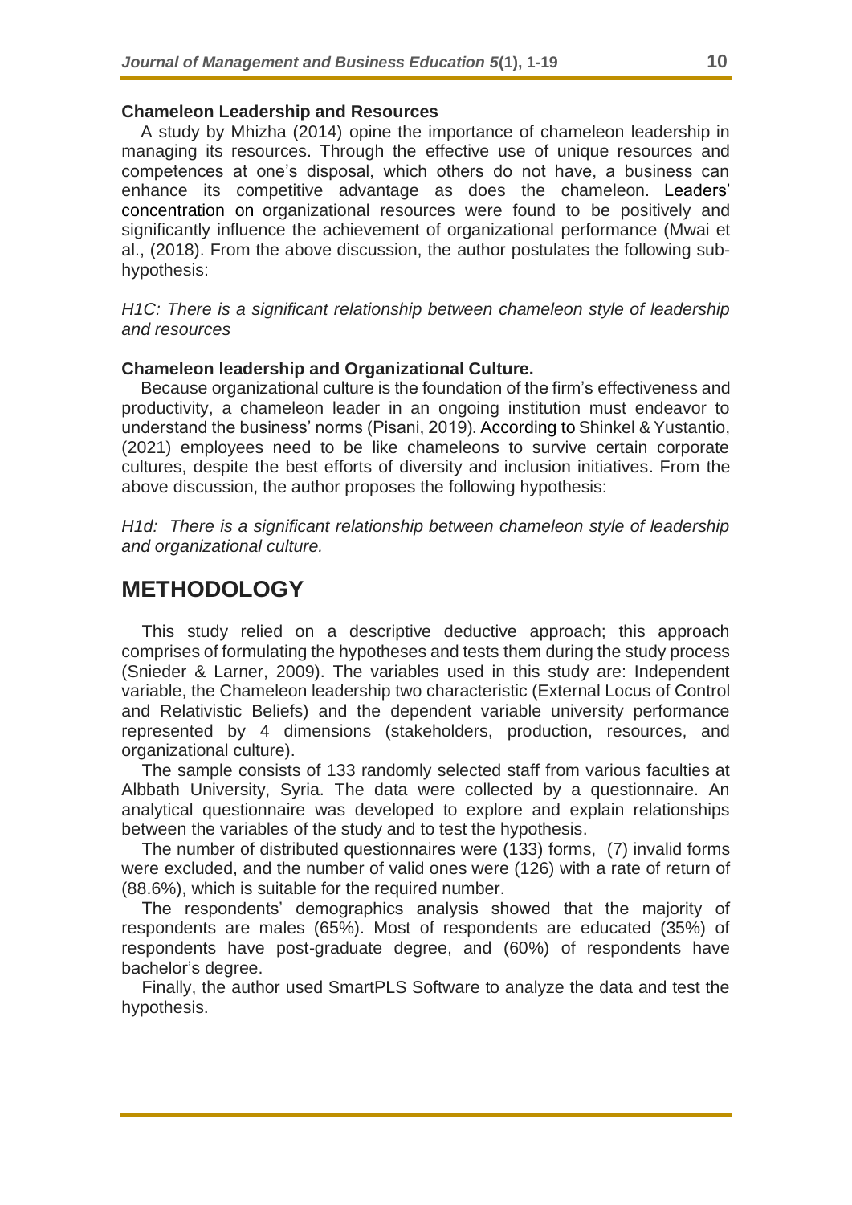### Chameleon Leadership and Resources

A study by Mhizha (2014) opine the importance of chameleon leadership in managing its resources. Through the effective use of unique resources and competences at one's disposal, which others do not have, a business can enhance its competitive advantage as does the chameleon. Leaders' concentration on organizational resources were found to be positively and significantly influence the achievement of organizational performance (Mwai et al., (2018). From the above discussion, the author postulates the following sub-hypothesis:

*H1C: There is a significant relationship between chameleon style of leadership and resources*

### Chameleon leadership and Organizational Culture.

Because organizational culture is the foundation of the firm's effectiveness and productivity, a chameleon leader in an ongoing institution must endeavor to understand the business' norms (Pisani, 2019). According to Shinkel & Yustantio, (2021) employees need to be like chameleons to survive certain corporate cultures, despite the best efforts of diversity and inclusion initiatives. From the above discussion, the author proposes the following hypothesis:

*H1d: There is a significant relationship between chameleon style of leadership and organizational culture.*

## METHODOLOGY

This study relied on a descriptive deductive approach; this approach comprises of formulating the hypotheses and tests them during the study process (Snieder & Larner, 2009). The variables used in this study are: Independent variable, the Chameleon leadership two characteristic (External Locus of Control and Relativistic Beliefs) and the dependent variable university performance represented by 4 dimensions (stakeholders, production, resources, and organizational culture).

The sample consists of 133 randomly selected staff from various faculties at Albbath University, Syria. The data were collected by a questionnaire. An analytical questionnaire was developed to explore and explain relationships between the variables of the study and to test the hypothesis.

The number of distributed questionnaires were (133) forms, (7) invalid forms were excluded, and the number of valid ones were (126) with a rate of return of (88.6%), which is suitable for the required number.

The respondents' demographics analysis showed that the majority of respondents are males (65%). Most of respondents are educated (35%) of respondents have post-graduate degree, and (60%) of respondents have bachelor's degree.

Finally, the author used SmartPLS Software to analyze the data and test the hypothesis.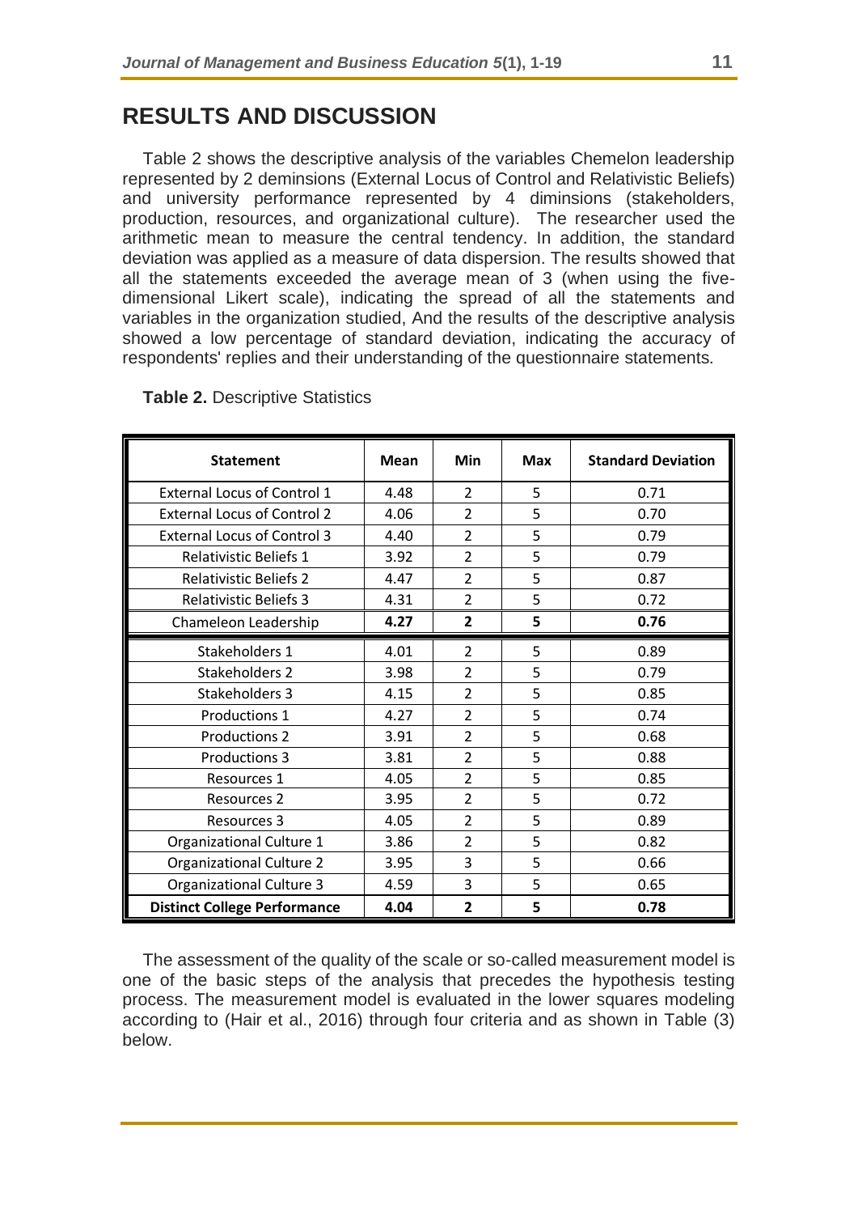## RESULTS AND DISCUSSION

Table 2 shows the descriptive analysis of the variables Chemelon leadership represented by 2 deminsions (External Locus of Control and Relativistic Beliefs) and university performance represented by 4 diminsions (stakeholders, production, resources, and organizational culture). The researcher used the arithmetic mean to measure the central tendency. In addition, the standard deviation was applied as a measure of data dispersion. The results showed that all the statements exceeded the average mean of 3 (when using the five-dimensional Likert scale), indicating the spread of all the statements and variables in the organization studied, And the results of the descriptive analysis showed a low percentage of standard deviation, indicating the accuracy of respondents' replies and their understanding of the questionnaire statements.

**Table 2.** Descriptive Statistics

| Statement | Mean | Min | Max | Standard Deviation |
|---|---|---|---|---|
| External Locus of Control 1 | 4.48 | 2 | 5 | 0.71 |
| External Locus of Control 2 | 4.06 | 2 | 5 | 0.70 |
| External Locus of Control 3 | 4.40 | 2 | 5 | 0.79 |
| Relativistic Beliefs 1 | 3.92 | 2 | 5 | 0.79 |
| Relativistic Beliefs 2 | 4.47 | 2 | 5 | 0.87 |
| Relativistic Beliefs 3 | 4.31 | 2 | 5 | 0.72 |
| Chameleon Leadership | **4.27** | **2** | **5** | **0.76** |
| Stakeholders 1 | 4.01 | 2 | 5 | 0.89 |
| Stakeholders 2 | 3.98 | 2 | 5 | 0.79 |
| Stakeholders 3 | 4.15 | 2 | 5 | 0.85 |
| Productions 1 | 4.27 | 2 | 5 | 0.74 |
| Productions 2 | 3.91 | 2 | 5 | 0.68 |
| Productions 3 | 3.81 | 2 | 5 | 0.88 |
| Resources 1 | 4.05 | 2 | 5 | 0.85 |
| Resources 2 | 3.95 | 2 | 5 | 0.72 |
| Resources 3 | 4.05 | 2 | 5 | 0.89 |
| Organizational Culture 1 | 3.86 | 2 | 5 | 0.82 |
| Organizational Culture 2 | 3.95 | 3 | 5 | 0.66 |
| Organizational Culture 3 | 4.59 | 3 | 5 | 0.65 |
| **Distinct College Performance** | **4.04** | **2** | **5** | **0.78** |

The assessment of the quality of the scale or so-called measurement model is one of the basic steps of the analysis that precedes the hypothesis testing process. The measurement model is evaluated in the lower squares modeling according to (Hair et al., 2016) through four criteria and as shown in Table (3) below.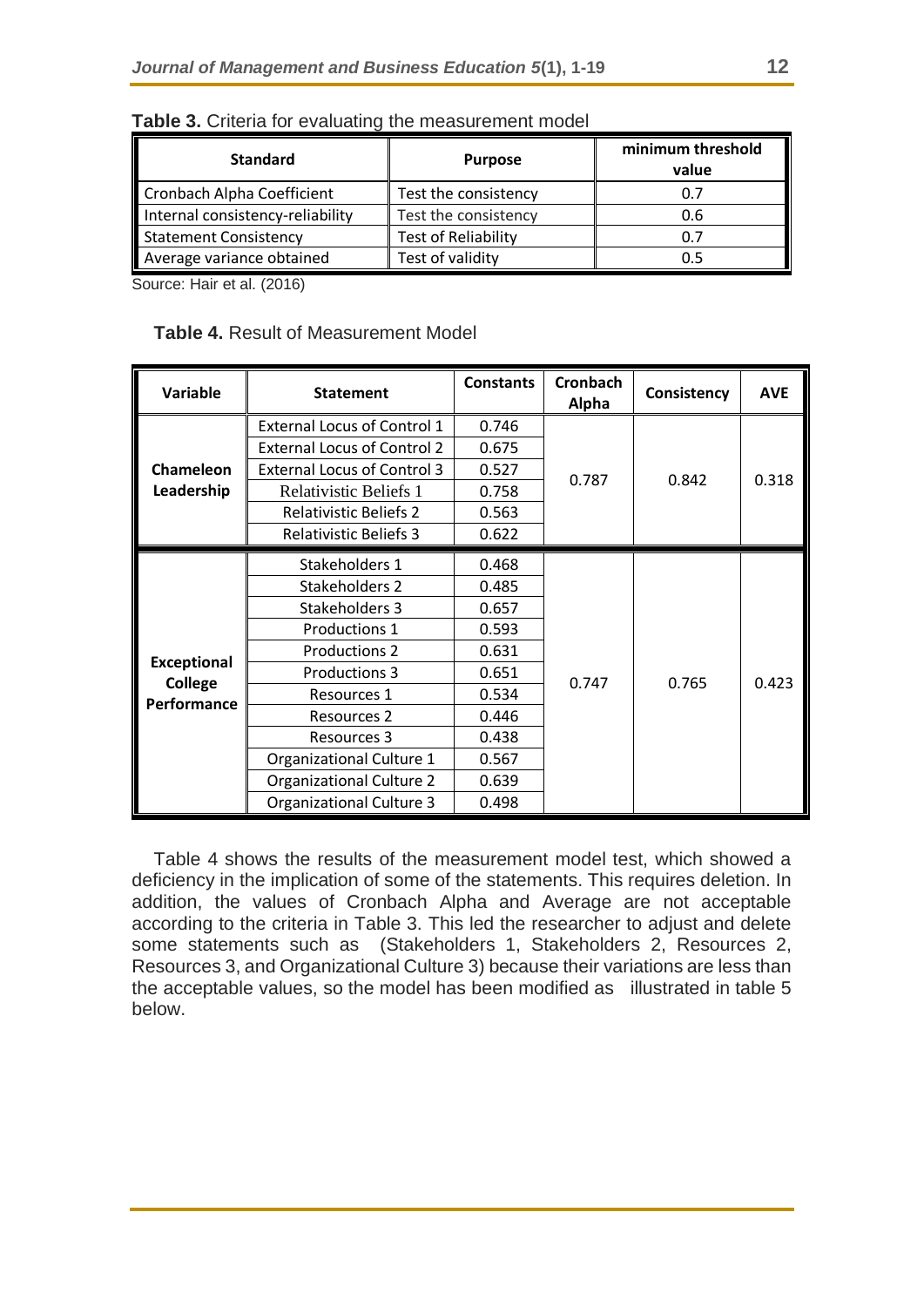**Table 3.** Criteria for evaluating the measurement model

| Standard | Purpose | minimum threshold value |
|---|---|---|
| Cronbach Alpha Coefficient | Test the consistency | 0.7 |
| Internal consistency-reliability | Test the consistency | 0.6 |
| Statement Consistency | Test of Reliability | 0.7 |
| Average variance obtained | Test of validity | 0.5 |

Source: Hair et al. (2016)

**Table 4.** Result of Measurement Model

| Variable | Statement | Constants | Cronbach Alpha | Consistency | AVE |
|---|---|---|---|---|---|
| **Chameleon Leadership** | External Locus of Control 1 | 0.746 | 0.787 | 0.842 | 0.318 |
| | External Locus of Control 2 | 0.675 | | | |
| | External Locus of Control 3 | 0.527 | | | |
| | Relativistic Beliefs 1 | 0.758 | | | |
| | Relativistic Beliefs 2 | 0.563 | | | |
| | Relativistic Beliefs 3 | 0.622 | | | |
| **Exceptional College Performance** | Stakeholders 1 | 0.468 | 0.747 | 0.765 | 0.423 |
| | Stakeholders 2 | 0.485 | | | |
| | Stakeholders 3 | 0.657 | | | |
| | Productions 1 | 0.593 | | | |
| | Productions 2 | 0.631 | | | |
| | Productions 3 | 0.651 | | | |
| | Resources 1 | 0.534 | | | |
| | Resources 2 | 0.446 | | | |
| | Resources 3 | 0.438 | | | |
| | Organizational Culture 1 | 0.567 | | | |
| | Organizational Culture 2 | 0.639 | | | |
| | Organizational Culture 3 | 0.498 | | | |

Table 4 shows the results of the measurement model test, which showed a deficiency in the implication of some of the statements. This requires deletion. In addition, the values of Cronbach Alpha and Average are not acceptable according to the criteria in Table 3. This led the researcher to adjust and delete some statements such as (Stakeholders 1, Stakeholders 2, Resources 2, Resources 3, and Organizational Culture 3) because their variations are less than the acceptable values, so the model has been modified as illustrated in table 5 below.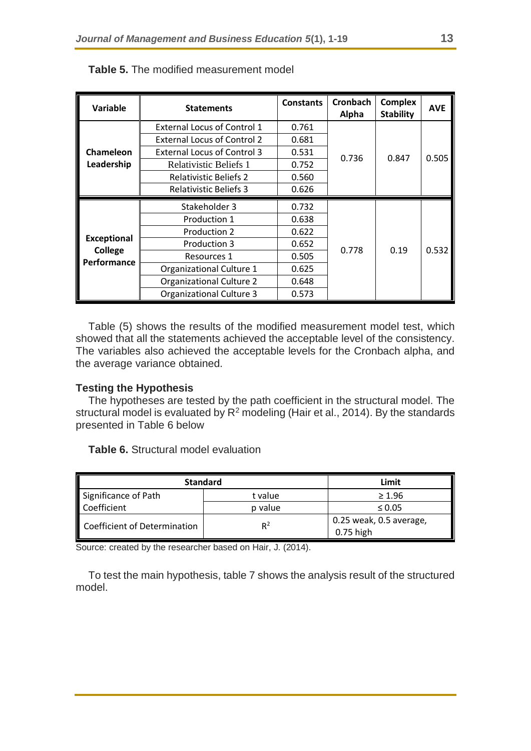**Table 5.** The modified measurement model

| Variable | Statements | Constants | Cronbach Alpha | Complex Stability | AVE |
|---|---|---|---|---|---|
| Chameleon Leadership | External Locus of Control 1 | 0.761 | 0.736 | 0.847 | 0.505 |
| | External Locus of Control 2 | 0.681 | | | |
| | External Locus of Control 3 | 0.531 | | | |
| | Relativistic Beliefs 1 | 0.752 | | | |
| | Relativistic Beliefs 2 | 0.560 | | | |
| | Relativistic Beliefs 3 | 0.626 | | | |
| Exceptional College Performance | Stakeholder 3 | 0.732 | 0.778 | 0.19 | 0.532 |
| | Production 1 | 0.638 | | | |
| | Production 2 | 0.622 | | | |
| | Production 3 | 0.652 | | | |
| | Resources 1 | 0.505 | | | |
| | Organizational Culture 1 | 0.625 | | | |
| | Organizational Culture 2 | 0.648 | | | |
| | Organizational Culture 3 | 0.573 | | | |

Table (5) shows the results of the modified measurement model test, which showed that all the statements achieved the acceptable level of the consistency. The variables also achieved the acceptable levels for the Cronbach alpha, and the average variance obtained.

### Testing the Hypothesis

The hypotheses are tested by the path coefficient in the structural model. The structural model is evaluated by $R^2$ modeling (Hair et al., 2014). By the standards presented in Table 6 below

**Table 6.** Structural model evaluation

| Standard | | Limit |
|---|---|---|
| Significance of Path Coefficient | t value | ≥ 1.96 |
| | p value | ≤ 0.05 |
| Coefficient of Determination | $R^2$ | 0.25 weak, 0.5 average, 0.75 high |

Source: created by the researcher based on Hair, J. (2014).

To test the main hypothesis, table 7 shows the analysis result of the structured model.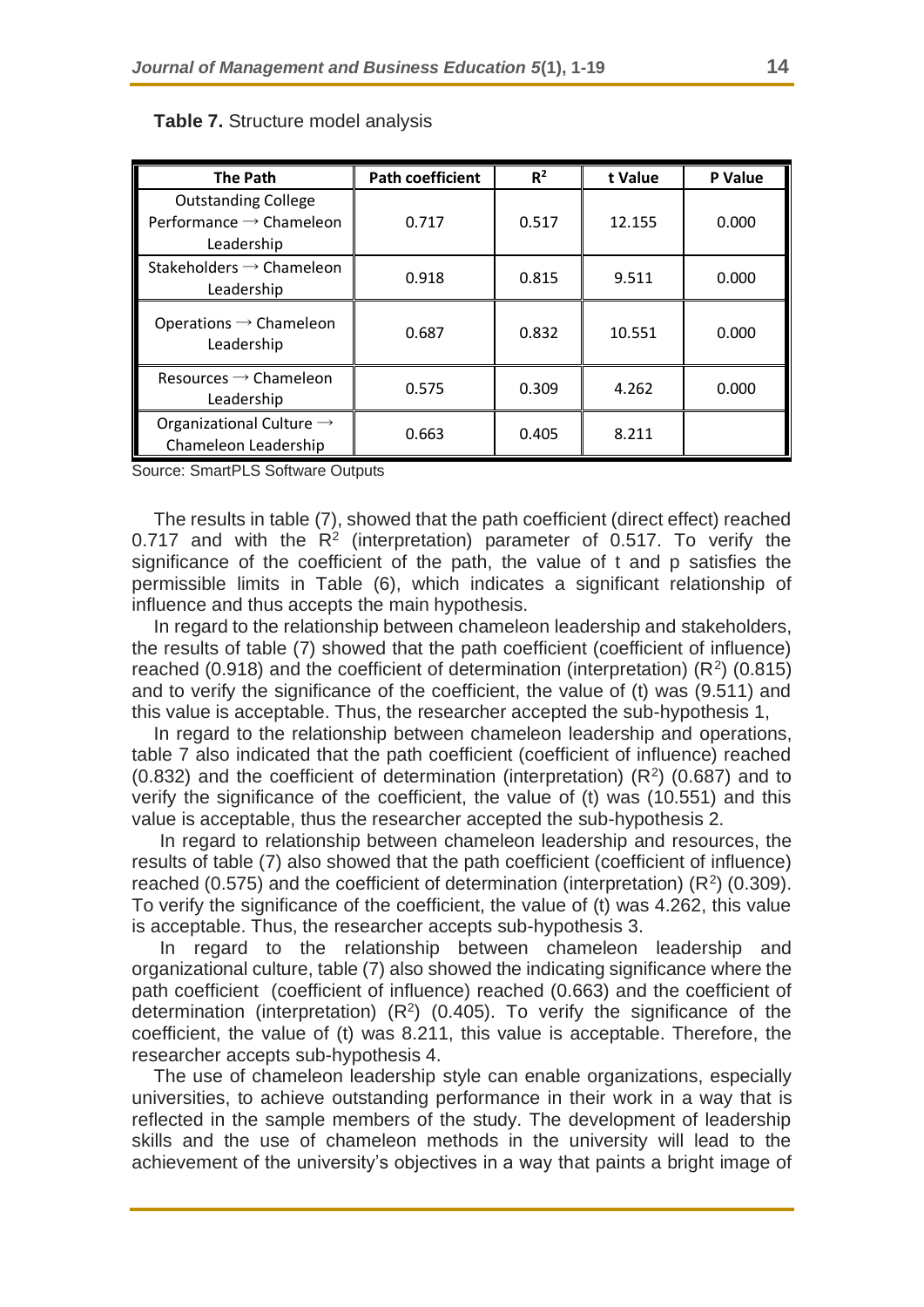**Table 7.** Structure model analysis

| The Path | Path coefficient | $R^2$ | t Value | P Value |
|---|---|---|---|---|
| Outstanding College Performance → Chameleon Leadership | 0.717 | 0.517 | 12.155 | 0.000 |
| Stakeholders → Chameleon Leadership | 0.918 | 0.815 | 9.511 | 0.000 |
| Operations → Chameleon Leadership | 0.687 | 0.832 | 10.551 | 0.000 |
| Resources → Chameleon Leadership | 0.575 | 0.309 | 4.262 | 0.000 |
| Organizational Culture → Chameleon Leadership | 0.663 | 0.405 | 8.211 | |

Source: SmartPLS Software Outputs

The results in table (7), showed that the path coefficient (direct effect) reached 0.717 and with the $R^2$ (interpretation) parameter of 0.517. To verify the significance of the coefficient of the path, the value of t and p satisfies the permissible limits in Table (6), which indicates a significant relationship of influence and thus accepts the main hypothesis.

In regard to the relationship between chameleon leadership and stakeholders, the results of table (7) showed that the path coefficient (coefficient of influence) reached (0.918) and the coefficient of determination (interpretation) ($R^2$) (0.815) and to verify the significance of the coefficient, the value of (t) was (9.511) and this value is acceptable. Thus, the researcher accepted the sub-hypothesis 1,

In regard to the relationship between chameleon leadership and operations, table 7 also indicated that the path coefficient (coefficient of influence) reached (0.832) and the coefficient of determination (interpretation) ($R^2$) (0.687) and to verify the significance of the coefficient, the value of (t) was (10.551) and this value is acceptable, thus the researcher accepted the sub-hypothesis 2.

In regard to relationship between chameleon leadership and resources, the results of table (7) also showed that the path coefficient (coefficient of influence) reached (0.575) and the coefficient of determination (interpretation) ($R^2$) (0.309). To verify the significance of the coefficient, the value of (t) was 4.262, this value is acceptable. Thus, the researcher accepts sub-hypothesis 3.

In regard to the relationship between chameleon leadership and organizational culture, table (7) also showed the indicating significance where the path coefficient (coefficient of influence) reached (0.663) and the coefficient of determination (interpretation) ($R^2$) (0.405). To verify the significance of the coefficient, the value of (t) was 8.211, this value is acceptable. Therefore, the researcher accepts sub-hypothesis 4.

The use of chameleon leadership style can enable organizations, especially universities, to achieve outstanding performance in their work in a way that is reflected in the sample members of the study. The development of leadership skills and the use of chameleon methods in the university will lead to the achievement of the university's objectives in a way that paints a bright image of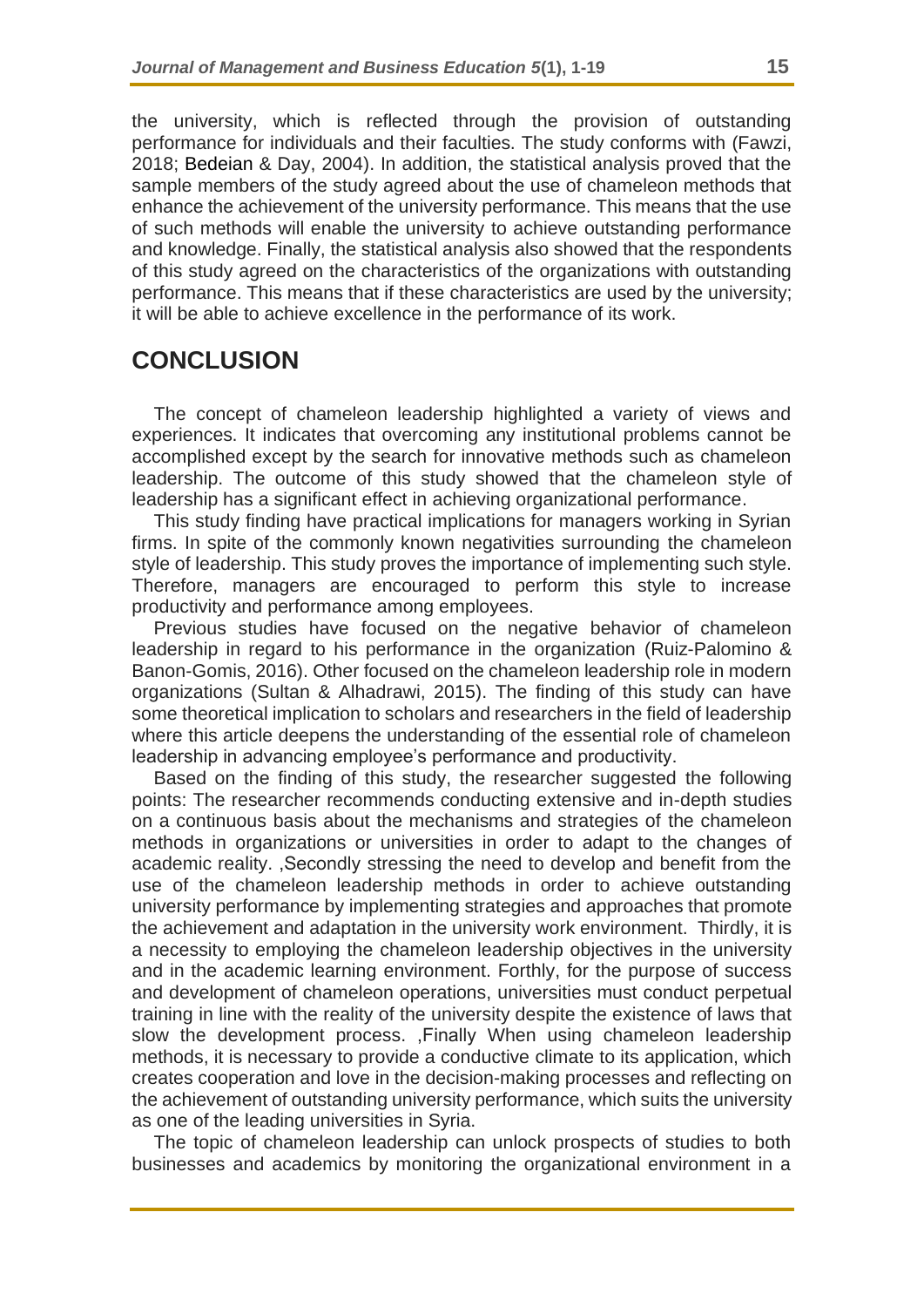the university, which is reflected through the provision of outstanding performance for individuals and their faculties. The study conforms with (Fawzi, 2018; Bedeian & Day, 2004). In addition, the statistical analysis proved that the sample members of the study agreed about the use of chameleon methods that enhance the achievement of the university performance. This means that the use of such methods will enable the university to achieve outstanding performance and knowledge. Finally, the statistical analysis also showed that the respondents of this study agreed on the characteristics of the organizations with outstanding performance. This means that if these characteristics are used by the university; it will be able to achieve excellence in the performance of its work.

## CONCLUSION

The concept of chameleon leadership highlighted a variety of views and experiences. It indicates that overcoming any institutional problems cannot be accomplished except by the search for innovative methods such as chameleon leadership. The outcome of this study showed that the chameleon style of leadership has a significant effect in achieving organizational performance.

This study finding have practical implications for managers working in Syrian firms. In spite of the commonly known negativities surrounding the chameleon style of leadership. This study proves the importance of implementing such style. Therefore, managers are encouraged to perform this style to increase productivity and performance among employees.

Previous studies have focused on the negative behavior of chameleon leadership in regard to his performance in the organization (Ruiz-Palomino & Banon-Gomis, 2016). Other focused on the chameleon leadership role in modern organizations (Sultan & Alhadrawi, 2015). The finding of this study can have some theoretical implication to scholars and researchers in the field of leadership where this article deepens the understanding of the essential role of chameleon leadership in advancing employee's performance and productivity.

Based on the finding of this study, the researcher suggested the following points: The researcher recommends conducting extensive and in-depth studies on a continuous basis about the mechanisms and strategies of the chameleon methods in organizations or universities in order to adapt to the changes of academic reality. ,Secondly stressing the need to develop and benefit from the use of the chameleon leadership methods in order to achieve outstanding university performance by implementing strategies and approaches that promote the achievement and adaptation in the university work environment. Thirdly, it is a necessity to employing the chameleon leadership objectives in the university and in the academic learning environment. Forthly, for the purpose of success and development of chameleon operations, universities must conduct perpetual training in line with the reality of the university despite the existence of laws that slow the development process. ,Finally When using chameleon leadership methods, it is necessary to provide a conductive climate to its application, which creates cooperation and love in the decision-making processes and reflecting on the achievement of outstanding university performance, which suits the university as one of the leading universities in Syria.

The topic of chameleon leadership can unlock prospects of studies to both businesses and academics by monitoring the organizational environment in a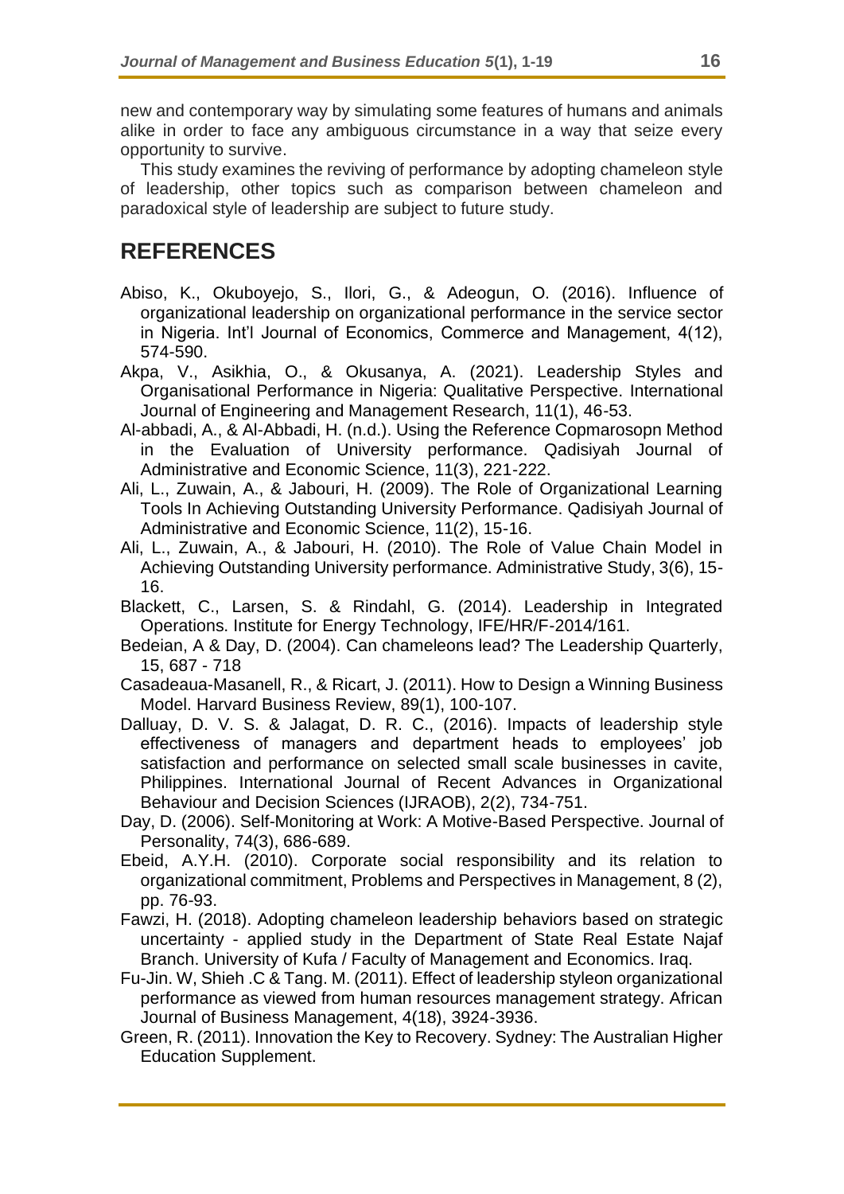new and contemporary way by simulating some features of humans and animals alike in order to face any ambiguous circumstance in a way that seize every opportunity to survive.

This study examines the reviving of performance by adopting chameleon style of leadership, other topics such as comparison between chameleon and paradoxical style of leadership are subject to future study.

## REFERENCES

Abiso, K., Okuboyejo, S., Ilori, G., & Adeogun, O. (2016). Influence of organizational leadership on organizational performance in the service sector in Nigeria. Int'l Journal of Economics, Commerce and Management, 4(12), 574-590.

Akpa, V., Asikhia, O., & Okusanya, A. (2021). Leadership Styles and Organisational Performance in Nigeria: Qualitative Perspective. International Journal of Engineering and Management Research, 11(1), 46-53.

Al-abbadi, A., & Al-Abbadi, H. (n.d.). Using the Reference Copmarosopn Method in the Evaluation of University performance. Qadisiyah Journal of Administrative and Economic Science, 11(3), 221-222.

Ali, L., Zuwain, A., & Jabouri, H. (2009). The Role of Organizational Learning Tools In Achieving Outstanding University Performance. Qadisiyah Journal of Administrative and Economic Science, 11(2), 15-16.

Ali, L., Zuwain, A., & Jabouri, H. (2010). The Role of Value Chain Model in Achieving Outstanding University performance. Administrative Study, 3(6), 15-16.

Blackett, C., Larsen, S. & Rindahl, G. (2014). Leadership in Integrated Operations. Institute for Energy Technology, IFE/HR/F-2014/161.

Bedeian, A & Day, D. (2004). Can chameleons lead? The Leadership Quarterly, 15, 687 - 718

Casadeaua-Masanell, R., & Ricart, J. (2011). How to Design a Winning Business Model. Harvard Business Review, 89(1), 100-107.

Dalluay, D. V. S. & Jalagat, D. R. C., (2016). Impacts of leadership style effectiveness of managers and department heads to employees' job satisfaction and performance on selected small scale businesses in cavite, Philippines. International Journal of Recent Advances in Organizational Behaviour and Decision Sciences (IJRAOB), 2(2), 734-751.

Day, D. (2006). Self-Monitoring at Work: A Motive-Based Perspective. Journal of Personality, 74(3), 686-689.

Ebeid, A.Y.H. (2010). Corporate social responsibility and its relation to organizational commitment, Problems and Perspectives in Management, 8 (2), pp. 76-93.

Fawzi, H. (2018). Adopting chameleon leadership behaviors based on strategic uncertainty - applied study in the Department of State Real Estate Najaf Branch. University of Kufa / Faculty of Management and Economics. Iraq.

Fu-Jin. W, Shieh .C & Tang. M. (2011). Effect of leadership styleon organizational performance as viewed from human resources management strategy. African Journal of Business Management, 4(18), 3924-3936.

Green, R. (2011). Innovation the Key to Recovery. Sydney: The Australian Higher Education Supplement.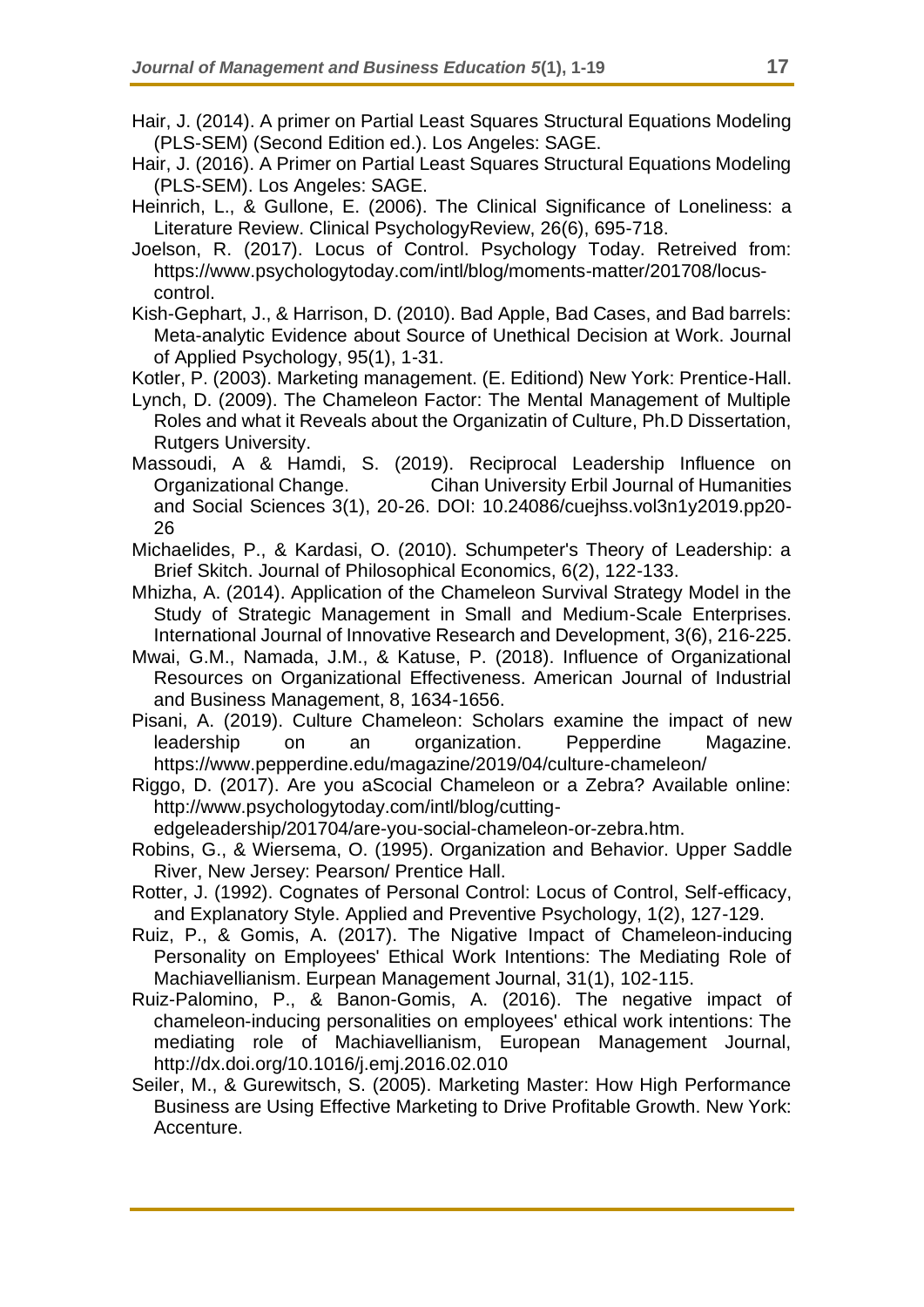Hair, J. (2014). A primer on Partial Least Squares Structural Equations Modeling (PLS-SEM) (Second Edition ed.). Los Angeles: SAGE.

Hair, J. (2016). A Primer on Partial Least Squares Structural Equations Modeling (PLS-SEM). Los Angeles: SAGE.

Heinrich, L., & Gullone, E. (2006). The Clinical Significance of Loneliness: a Literature Review. Clinical PsychologyReview, 26(6), 695-718.

Joelson, R. (2017). Locus of Control. Psychology Today. Retreived from: https://www.psychologytoday.com/intl/blog/moments-matter/201708/locus-control.

Kish-Gephart, J., & Harrison, D. (2010). Bad Apple, Bad Cases, and Bad barrels: Meta-analytic Evidence about Source of Unethical Decision at Work. Journal of Applied Psychology, 95(1), 1-31.

Kotler, P. (2003). Marketing management. (E. Editiond) New York: Prentice-Hall.

Lynch, D. (2009). The Chameleon Factor: The Mental Management of Multiple Roles and what it Reveals about the Organizatin of Culture, Ph.D Dissertation, Rutgers University.

Massoudi, A & Hamdi, S. (2019). Reciprocal Leadership Influence on Organizational Change. Cihan University Erbil Journal of Humanities and Social Sciences 3(1), 20-26. DOI: 10.24086/cuejhss.vol3n1y2019.pp20-26

Michaelides, P., & Kardasi, O. (2010). Schumpeter's Theory of Leadership: a Brief Skitch. Journal of Philosophical Economics, 6(2), 122-133.

Mhizha, A. (2014). Application of the Chameleon Survival Strategy Model in the Study of Strategic Management in Small and Medium-Scale Enterprises. International Journal of Innovative Research and Development, 3(6), 216-225.

Mwai, G.M., Namada, J.M., & Katuse, P. (2018). Influence of Organizational Resources on Organizational Effectiveness. American Journal of Industrial and Business Management, 8, 1634-1656.

Pisani, A. (2019). Culture Chameleon: Scholars examine the impact of new leadership on an organization. Pepperdine Magazine. https://www.pepperdine.edu/magazine/2019/04/culture-chameleon/

Riggo, D. (2017). Are you aScocial Chameleon or a Zebra? Available online: http://www.psychologytoday.com/intl/blog/cutting-edgeleadership/201704/are-you-social-chameleon-or-zebra.htm.

Robins, G., & Wiersema, O. (1995). Organization and Behavior. Upper Saddle River, New Jersey: Pearson/ Prentice Hall.

Rotter, J. (1992). Cognates of Personal Control: Locus of Control, Self-efficacy, and Explanatory Style. Applied and Preventive Psychology, 1(2), 127-129.

Ruiz, P., & Gomis, A. (2017). The Nigative Impact of Chameleon-inducing Personality on Employees' Ethical Work Intentions: The Mediating Role of Machiavellianism. Eurpean Management Journal, 31(1), 102-115.

Ruiz-Palomino, P., & Banon-Gomis, A. (2016). The negative impact of chameleon-inducing personalities on employees' ethical work intentions: The mediating role of Machiavellianism, European Management Journal, http://dx.doi.org/10.1016/j.emj.2016.02.010

Seiler, M., & Gurewitsch, S. (2005). Marketing Master: How High Performance Business are Using Effective Marketing to Drive Profitable Growth. New York: Accenture.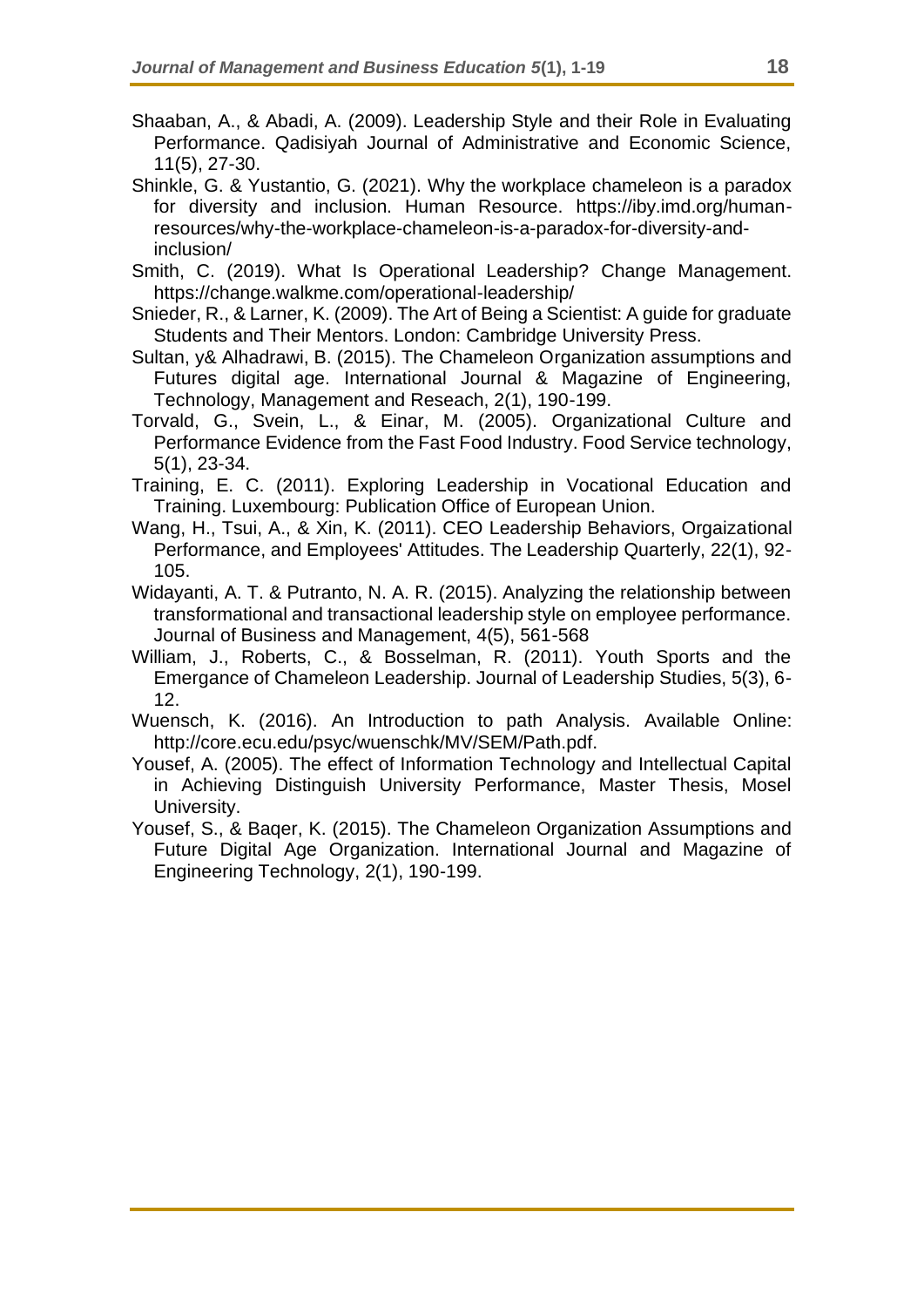Shaaban, A., & Abadi, A. (2009). Leadership Style and their Role in Evaluating Performance. Qadisiyah Journal of Administrative and Economic Science, 11(5), 27-30.

Shinkle, G. & Yustantio, G. (2021). Why the workplace chameleon is a paradox for diversity and inclusion. Human Resource. https://iby.imd.org/human-resources/why-the-workplace-chameleon-is-a-paradox-for-diversity-and-inclusion/

Smith, C. (2019). What Is Operational Leadership? Change Management. https://change.walkme.com/operational-leadership/

Snieder, R., & Larner, K. (2009). The Art of Being a Scientist: A guide for graduate Students and Their Mentors. London: Cambridge University Press.

Sultan, y& Alhadrawi, B. (2015). The Chameleon Organization assumptions and Futures digital age. International Journal & Magazine of Engineering, Technology, Management and Reseach, 2(1), 190-199.

Torvald, G., Svein, L., & Einar, M. (2005). Organizational Culture and Performance Evidence from the Fast Food Industry. Food Service technology, 5(1), 23-34.

Training, E. C. (2011). Exploring Leadership in Vocational Education and Training. Luxembourg: Publication Office of European Union.

Wang, H., Tsui, A., & Xin, K. (2011). CEO Leadership Behaviors, Orgaizational Performance, and Employees' Attitudes. The Leadership Quarterly, 22(1), 92-105.

Widayanti, A. T. & Putranto, N. A. R. (2015). Analyzing the relationship between transformational and transactional leadership style on employee performance. Journal of Business and Management, 4(5), 561-568

William, J., Roberts, C., & Bosselman, R. (2011). Youth Sports and the Emergance of Chameleon Leadership. Journal of Leadership Studies, 5(3), 6-12.

Wuensch, K. (2016). An Introduction to path Analysis. Available Online: http://core.ecu.edu/psyc/wuenschk/MV/SEM/Path.pdf.

Yousef, A. (2005). The effect of Information Technology and Intellectual Capital in Achieving Distinguish University Performance, Master Thesis, Mosel University.

Yousef, S., & Baqer, K. (2015). The Chameleon Organization Assumptions and Future Digital Age Organization. International Journal and Magazine of Engineering Technology, 2(1), 190-199.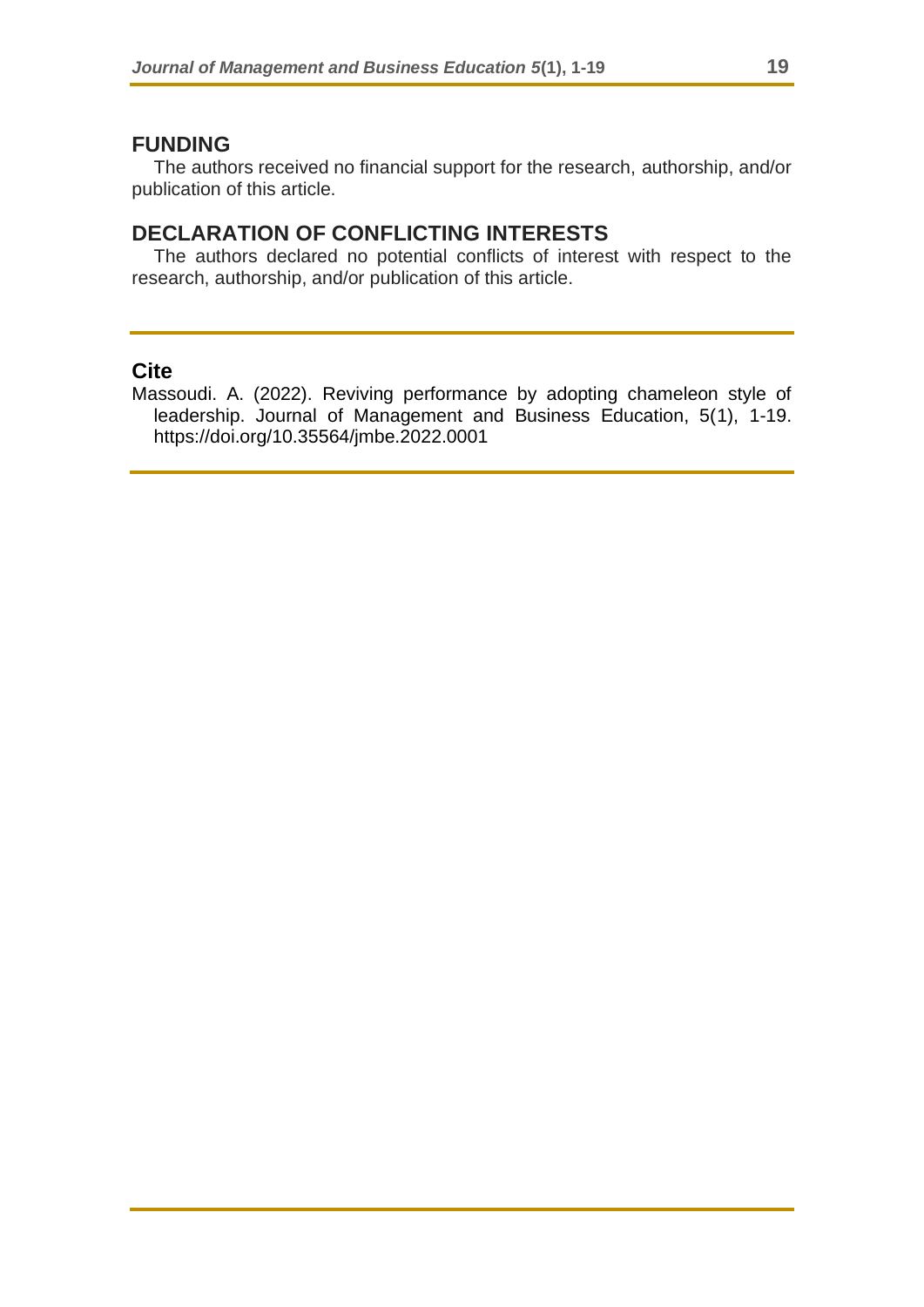## FUNDING

The authors received no financial support for the research, authorship, and/or publication of this article.

## DECLARATION OF CONFLICTING INTERESTS

The authors declared no potential conflicts of interest with respect to the research, authorship, and/or publication of this article.

## Cite

Massoudi. A. (2022). Reviving performance by adopting chameleon style of leadership. Journal of Management and Business Education, 5(1), 1-19. https://doi.org/10.35564/jmbe.2022.0001